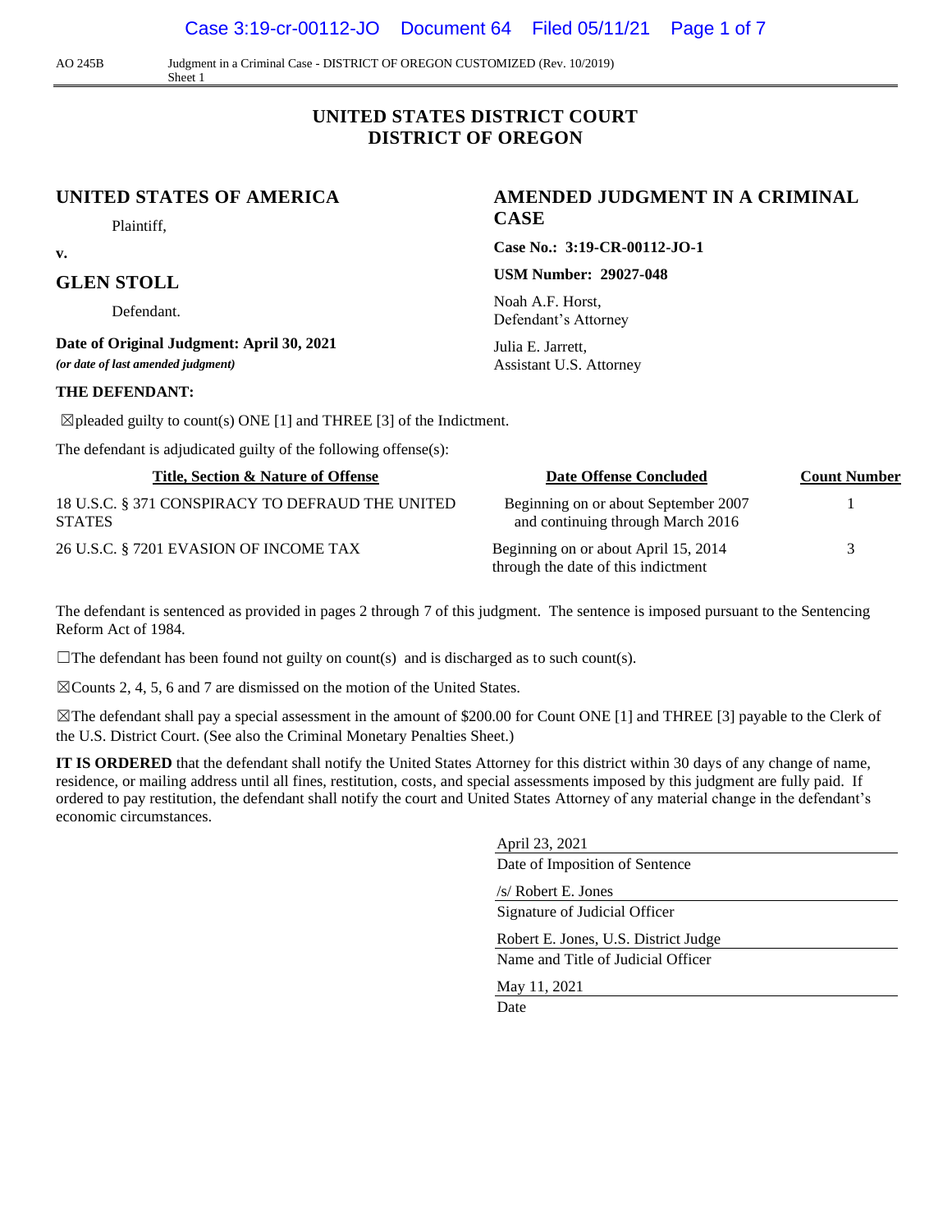AO 245B Judgment in a Criminal Case - DISTRICT OF OREGON CUSTOMIZED (Rev. 10/2019)
Sheet 1

# UNITED STATES DISTRICT COURT
# DISTRICT OF OREGON

## UNITED STATES OF AMERICA

Plaintiff,

v.

## GLEN STOLL

Defendant.

**Date of Original Judgment: April 30, 2021**
***(or date of last amended judgment)***

## AMENDED JUDGMENT IN A CRIMINAL CASE

**Case No.: 3:19-CR-00112-JO-1**

**USM Number: 29027-048**

Noah A.F. Horst,
Defendant's Attorney

Julia E. Jarrett,
Assistant U.S. Attorney

**THE DEFENDANT:**

☒pleaded guilty to count(s) ONE [1] and THREE [3] of the Indictment.

The defendant is adjudicated guilty of the following offense(s):

| Title, Section & Nature of Offense | Date Offense Concluded | Count Number |
|---|---|---|
| 18 U.S.C. § 371 CONSPIRACY TO DEFRAUD THE UNITED STATES | Beginning on or about September 2007 and continuing through March 2016 | 1 |
| 26 U.S.C. § 7201 EVASION OF INCOME TAX | Beginning on or about April 15, 2014 through the date of this indictment | 3 |

The defendant is sentenced as provided in pages 2 through 7 of this judgment. The sentence is imposed pursuant to the Sentencing Reform Act of 1984.

☐The defendant has been found not guilty on count(s) and is discharged as to such count(s).

☒Counts 2, 4, 5, 6 and 7 are dismissed on the motion of the United States.

☒The defendant shall pay a special assessment in the amount of $200.00 for Count ONE [1] and THREE [3] payable to the Clerk of the U.S. District Court. (See also the Criminal Monetary Penalties Sheet.)

**IT IS ORDERED** that the defendant shall notify the United States Attorney for this district within 30 days of any change of name, residence, or mailing address until all fines, restitution, costs, and special assessments imposed by this judgment are fully paid. If ordered to pay restitution, the defendant shall notify the court and United States Attorney of any material change in the defendant's economic circumstances.

April 23, 2021
Date of Imposition of Sentence

/s/ Robert E. Jones
Signature of Judicial Officer

Robert E. Jones, U.S. District Judge
Name and Title of Judicial Officer

May 11, 2021
Date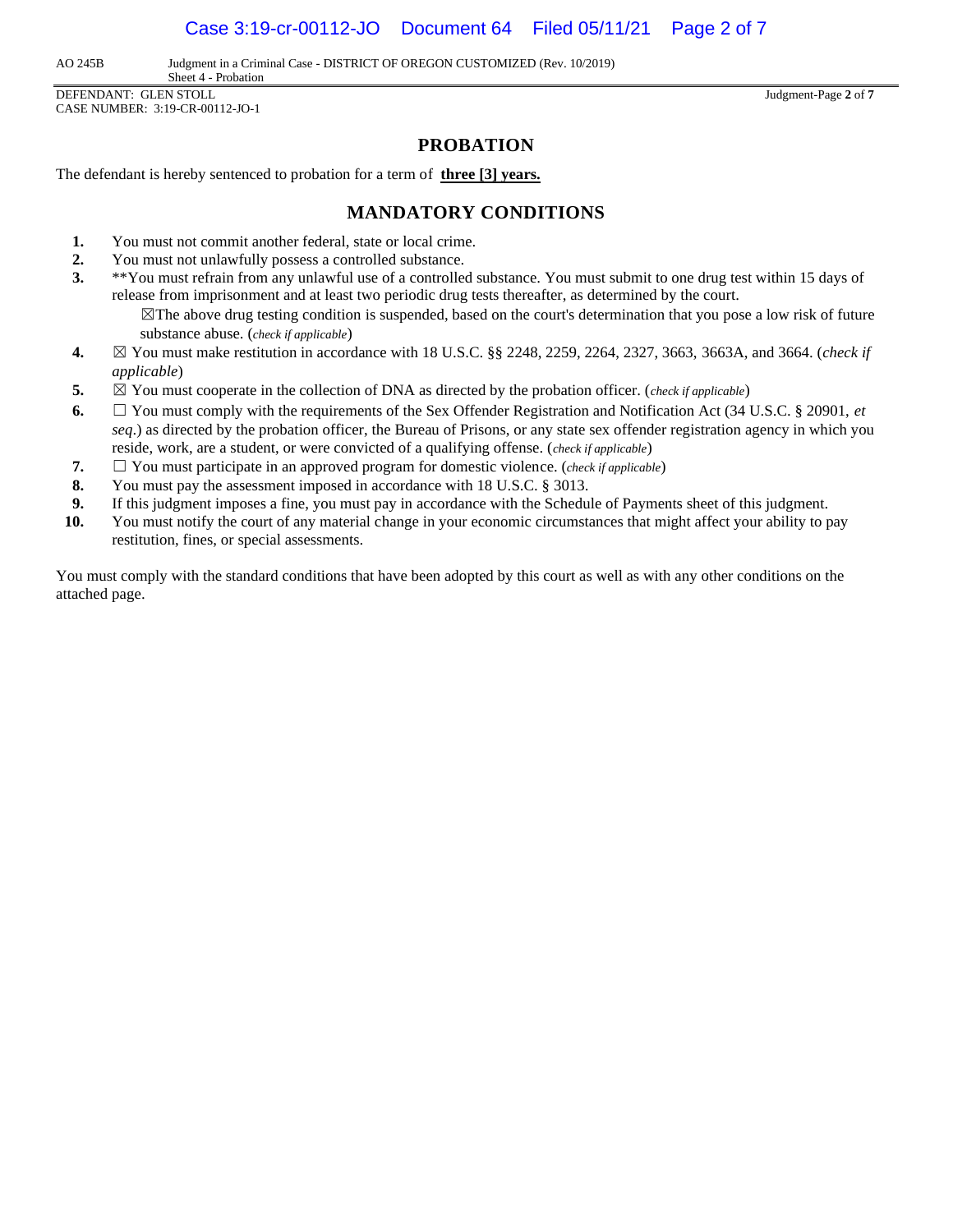AO 245B Judgment in a Criminal Case - DISTRICT OF OREGON CUSTOMIZED (Rev. 10/2019)
Sheet 4 - Probation

DEFENDANT: GLEN STOLL
CASE NUMBER: 3:19-CR-00112-JO-1

# PROBATION

The defendant is hereby sentenced to probation for a term of **three [3] years.**

# MANDATORY CONDITIONS

1. You must not commit another federal, state or local crime.
2. You must not unlawfully possess a controlled substance.
3. **You must refrain from any unlawful use of a controlled substance. You must submit to one drug test within 15 days of release from imprisonment and at least two periodic drug tests thereafter, as determined by the court.
   ☒The above drug testing condition is suspended, based on the court's determination that you pose a low risk of future substance abuse. (*check if applicable*)
4. ☒ You must make restitution in accordance with 18 U.S.C. §§ 2248, 2259, 2264, 2327, 3663, 3663A, and 3664. (*check if applicable*)
5. ☒ You must cooperate in the collection of DNA as directed by the probation officer. (*check if applicable*)
6. ☐ You must comply with the requirements of the Sex Offender Registration and Notification Act (34 U.S.C. § 20901, *et seq*.) as directed by the probation officer, the Bureau of Prisons, or any state sex offender registration agency in which you reside, work, are a student, or were convicted of a qualifying offense. (*check if applicable*)
7. ☐ You must participate in an approved program for domestic violence. (*check if applicable*)
8. You must pay the assessment imposed in accordance with 18 U.S.C. § 3013.
9. If this judgment imposes a fine, you must pay in accordance with the Schedule of Payments sheet of this judgment.
10. You must notify the court of any material change in your economic circumstances that might affect your ability to pay restitution, fines, or special assessments.

You must comply with the standard conditions that have been adopted by this court as well as with any other conditions on the attached page.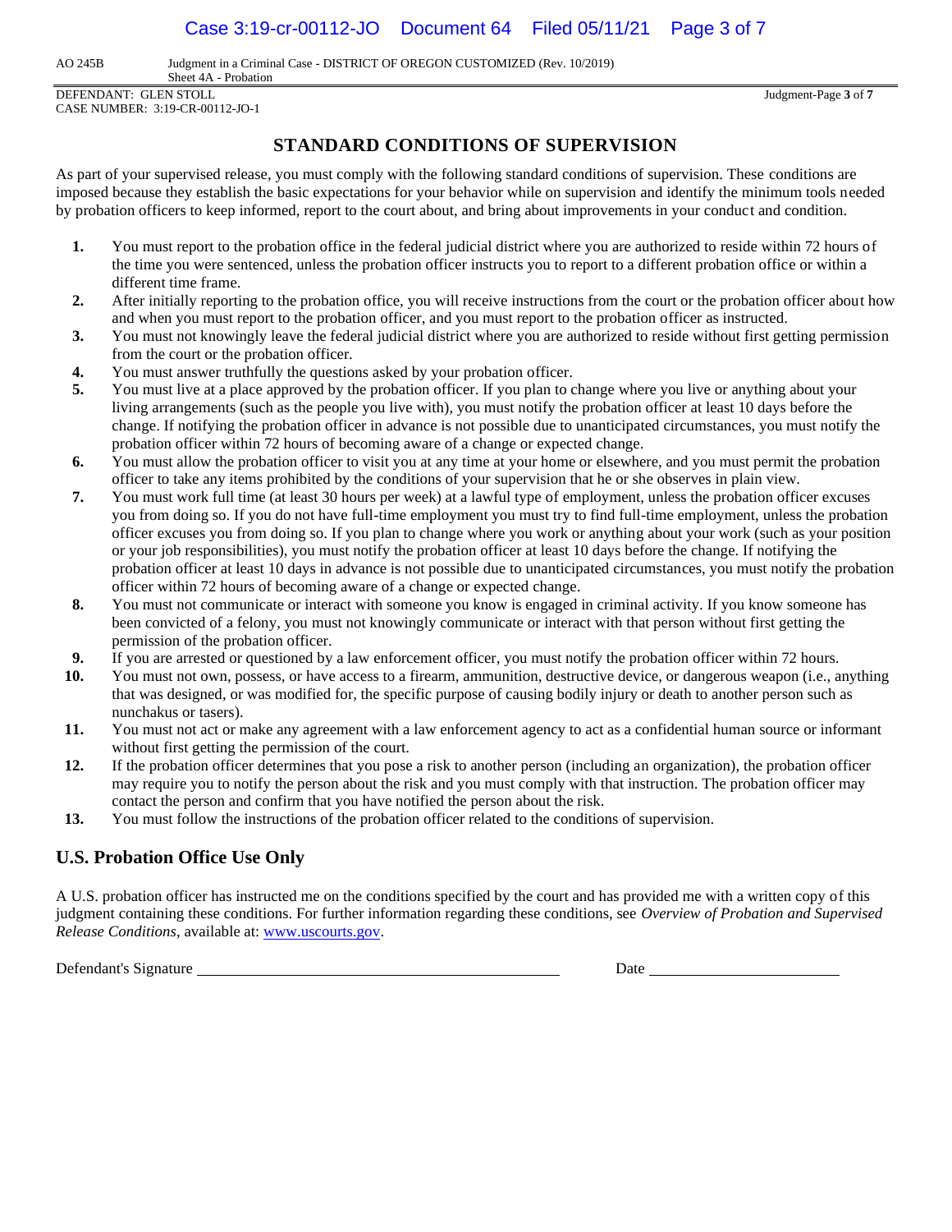AO 245B Judgment in a Criminal Case - DISTRICT OF OREGON CUSTOMIZED (Rev. 10/2019)
Sheet 4A - Probation

DEFENDANT: GLEN STOLL
CASE NUMBER: 3:19-CR-00112-JO-1

## STANDARD CONDITIONS OF SUPERVISION

As part of your supervised release, you must comply with the following standard conditions of supervision. These conditions are imposed because they establish the basic expectations for your behavior while on supervision and identify the minimum tools needed by probation officers to keep informed, report to the court about, and bring about improvements in your conduct and condition.

1. You must report to the probation office in the federal judicial district where you are authorized to reside within 72 hours of the time you were sentenced, unless the probation officer instructs you to report to a different probation office or within a different time frame.
2. After initially reporting to the probation office, you will receive instructions from the court or the probation officer about how and when you must report to the probation officer, and you must report to the probation officer as instructed.
3. You must not knowingly leave the federal judicial district where you are authorized to reside without first getting permission from the court or the probation officer.
4. You must answer truthfully the questions asked by your probation officer.
5. You must live at a place approved by the probation officer. If you plan to change where you live or anything about your living arrangements (such as the people you live with), you must notify the probation officer at least 10 days before the change. If notifying the probation officer in advance is not possible due to unanticipated circumstances, you must notify the probation officer within 72 hours of becoming aware of a change or expected change.
6. You must allow the probation officer to visit you at any time at your home or elsewhere, and you must permit the probation officer to take any items prohibited by the conditions of your supervision that he or she observes in plain view.
7. You must work full time (at least 30 hours per week) at a lawful type of employment, unless the probation officer excuses you from doing so. If you do not have full-time employment you must try to find full-time employment, unless the probation officer excuses you from doing so. If you plan to change where you work or anything about your work (such as your position or your job responsibilities), you must notify the probation officer at least 10 days before the change. If notifying the probation officer at least 10 days in advance is not possible due to unanticipated circumstances, you must notify the probation officer within 72 hours of becoming aware of a change or expected change.
8. You must not communicate or interact with someone you know is engaged in criminal activity. If you know someone has been convicted of a felony, you must not knowingly communicate or interact with that person without first getting the permission of the probation officer.
9. If you are arrested or questioned by a law enforcement officer, you must notify the probation officer within 72 hours.
10. You must not own, possess, or have access to a firearm, ammunition, destructive device, or dangerous weapon (i.e., anything that was designed, or was modified for, the specific purpose of causing bodily injury or death to another person such as nunchakus or tasers).
11. You must not act or make any agreement with a law enforcement agency to act as a confidential human source or informant without first getting the permission of the court.
12. If the probation officer determines that you pose a risk to another person (including an organization), the probation officer may require you to notify the person about the risk and you must comply with that instruction. The probation officer may contact the person and confirm that you have notified the person about the risk.
13. You must follow the instructions of the probation officer related to the conditions of supervision.

## U.S. Probation Office Use Only

A U.S. probation officer has instructed me on the conditions specified by the court and has provided me with a written copy of this judgment containing these conditions. For further information regarding these conditions, see *Overview of Probation and Supervised Release Conditions*, available at: www.uscourts.gov.

Defendant's Signature ______________________________ Date ________________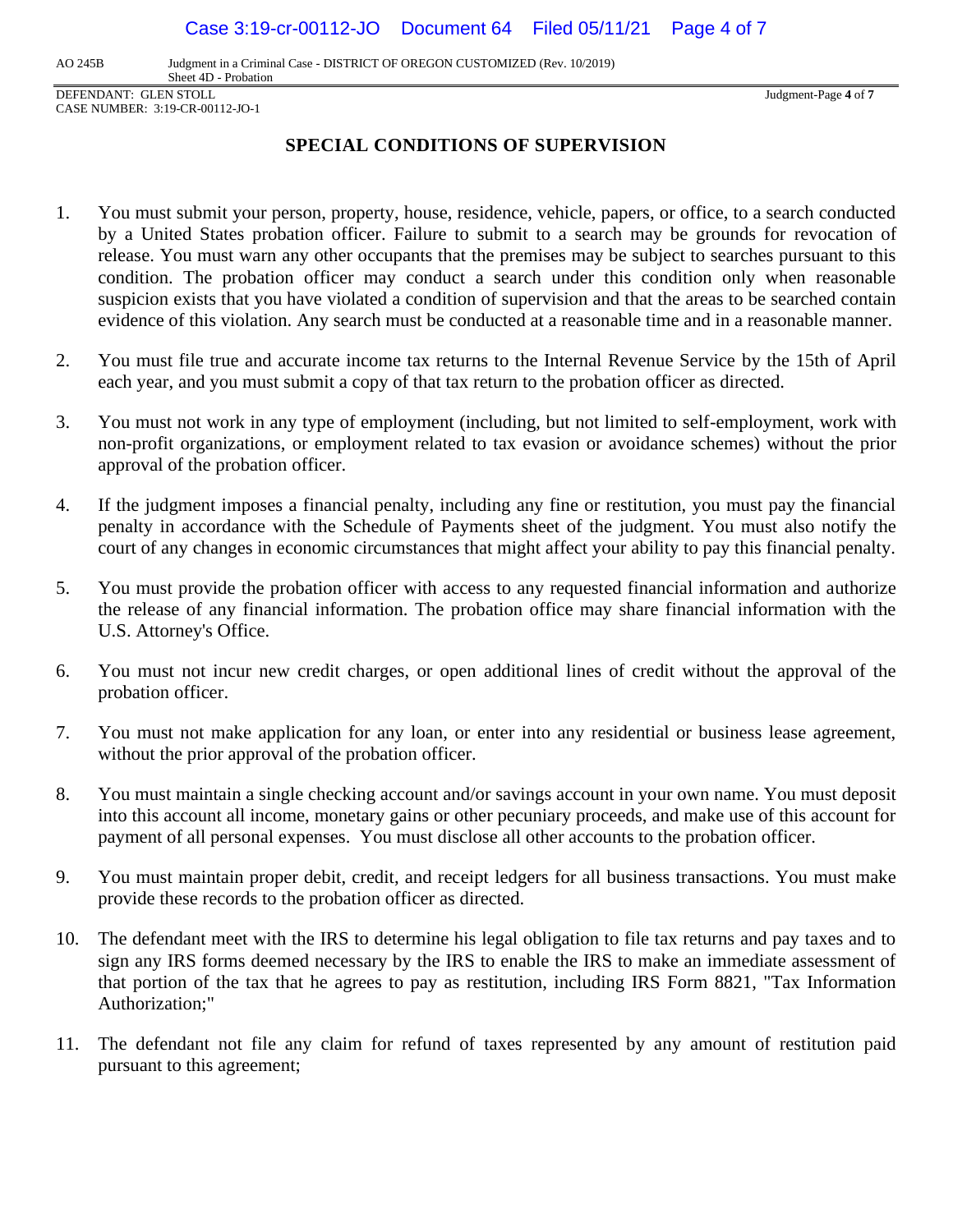## SPECIAL CONDITIONS OF SUPERVISION

1. You must submit your person, property, house, residence, vehicle, papers, or office, to a search conducted by a United States probation officer. Failure to submit to a search may be grounds for revocation of release. You must warn any other occupants that the premises may be subject to searches pursuant to this condition. The probation officer may conduct a search under this condition only when reasonable suspicion exists that you have violated a condition of supervision and that the areas to be searched contain evidence of this violation. Any search must be conducted at a reasonable time and in a reasonable manner.

2. You must file true and accurate income tax returns to the Internal Revenue Service by the 15th of April each year, and you must submit a copy of that tax return to the probation officer as directed.

3. You must not work in any type of employment (including, but not limited to self-employment, work with non-profit organizations, or employment related to tax evasion or avoidance schemes) without the prior approval of the probation officer.

4. If the judgment imposes a financial penalty, including any fine or restitution, you must pay the financial penalty in accordance with the Schedule of Payments sheet of the judgment. You must also notify the court of any changes in economic circumstances that might affect your ability to pay this financial penalty.

5. You must provide the probation officer with access to any requested financial information and authorize the release of any financial information. The probation office may share financial information with the U.S. Attorney's Office.

6. You must not incur new credit charges, or open additional lines of credit without the approval of the probation officer.

7. You must not make application for any loan, or enter into any residential or business lease agreement, without the prior approval of the probation officer.

8. You must maintain a single checking account and/or savings account in your own name. You must deposit into this account all income, monetary gains or other pecuniary proceeds, and make use of this account for payment of all personal expenses. You must disclose all other accounts to the probation officer.

9. You must maintain proper debit, credit, and receipt ledgers for all business transactions. You must make provide these records to the probation officer as directed.

10. The defendant meet with the IRS to determine his legal obligation to file tax returns and pay taxes and to sign any IRS forms deemed necessary by the IRS to enable the IRS to make an immediate assessment of that portion of the tax that he agrees to pay as restitution, including IRS Form 8821, "Tax Information Authorization;"

11. The defendant not file any claim for refund of taxes represented by any amount of restitution paid pursuant to this agreement;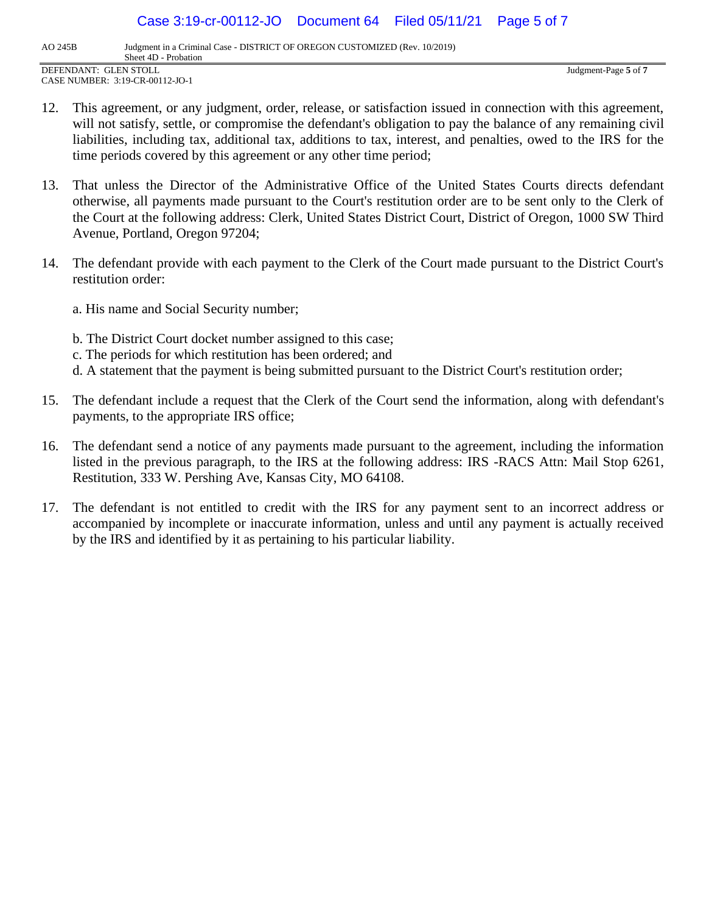12. This agreement, or any judgment, order, release, or satisfaction issued in connection with this agreement, will not satisfy, settle, or compromise the defendant's obligation to pay the balance of any remaining civil liabilities, including tax, additional tax, additions to tax, interest, and penalties, owed to the IRS for the time periods covered by this agreement or any other time period;

13. That unless the Director of the Administrative Office of the United States Courts directs defendant otherwise, all payments made pursuant to the Court's restitution order are to be sent only to the Clerk of the Court at the following address: Clerk, United States District Court, District of Oregon, 1000 SW Third Avenue, Portland, Oregon 97204;

14. The defendant provide with each payment to the Clerk of the Court made pursuant to the District Court's restitution order:

    a. His name and Social Security number;

    b. The District Court docket number assigned to this case;
    c. The periods for which restitution has been ordered; and
    d. A statement that the payment is being submitted pursuant to the District Court's restitution order;

15. The defendant include a request that the Clerk of the Court send the information, along with defendant's payments, to the appropriate IRS office;

16. The defendant send a notice of any payments made pursuant to the agreement, including the information listed in the previous paragraph, to the IRS at the following address: IRS -RACS Attn: Mail Stop 6261, Restitution, 333 W. Pershing Ave, Kansas City, MO 64108.

17. The defendant is not entitled to credit with the IRS for any payment sent to an incorrect address or accompanied by incomplete or inaccurate information, unless and until any payment is actually received by the IRS and identified by it as pertaining to his particular liability.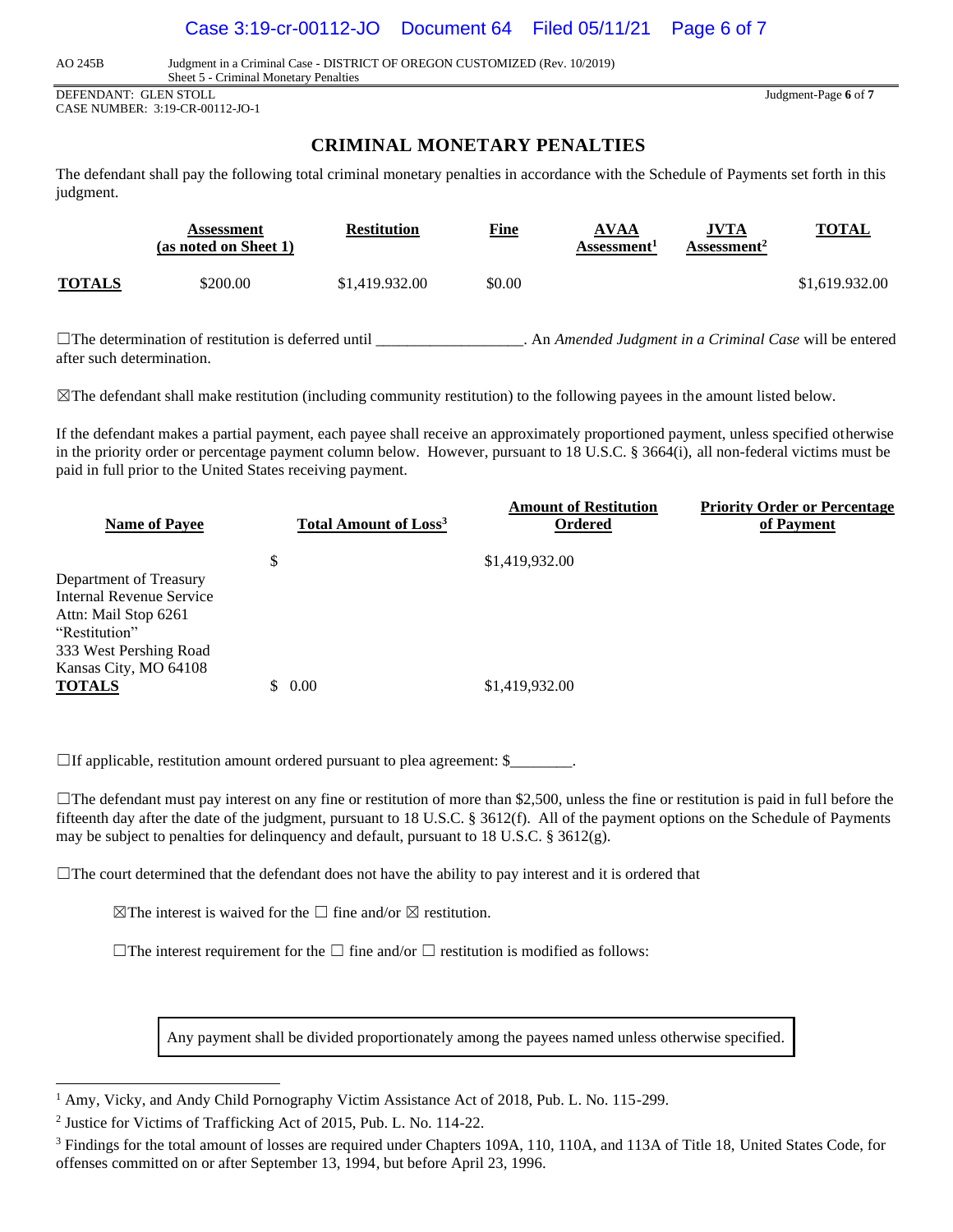AO 245B Judgment in a Criminal Case - DISTRICT OF OREGON CUSTOMIZED (Rev. 10/2019)
Sheet 5 - Criminal Monetary Penalties

DEFENDANT: GLEN STOLL
CASE NUMBER: 3:19-CR-00112-JO-1

## CRIMINAL MONETARY PENALTIES

The defendant shall pay the following total criminal monetary penalties in accordance with the Schedule of Payments set forth in this judgment.

| | Assessment (as noted on Sheet 1) | Restitution | Fine | AVAA Assessment[1] | JVTA Assessment[2] | TOTAL |
|---|---|---|---|---|---|---|
| **TOTALS** | $200.00 | $1,419.932.00 | $0.00 | | | $1,619.932.00 |

☐The determination of restitution is deferred until __________________. An *Amended Judgment in a Criminal Case* will be entered after such determination.

☒The defendant shall make restitution (including community restitution) to the following payees in the amount listed below.

If the defendant makes a partial payment, each payee shall receive an approximately proportioned payment, unless specified otherwise in the priority order or percentage payment column below. However, pursuant to 18 U.S.C. § 3664(i), all non-federal victims must be paid in full prior to the United States receiving payment.

| Name of Payee | Total Amount of Loss[3] | Amount of Restitution Ordered | Priority Order or Percentage of Payment |
|---|---|---|---|
| Department of Treasury<br>Internal Revenue Service<br>Attn: Mail Stop 6261<br>"Restitution"<br>333 West Pershing Road<br>Kansas City, MO 64108 | $ | $1,419,932.00 | |
| **TOTALS** | $ 0.00 | $1,419,932.00 | |

☐If applicable, restitution amount ordered pursuant to plea agreement: $________.

☐The defendant must pay interest on any fine or restitution of more than $2,500, unless the fine or restitution is paid in full before the fifteenth day after the date of the judgment, pursuant to 18 U.S.C. § 3612(f). All of the payment options on the Schedule of Payments may be subject to penalties for delinquency and default, pursuant to 18 U.S.C. § 3612(g).

☐The court determined that the defendant does not have the ability to pay interest and it is ordered that

☒The interest is waived for the ☐ fine and/or ☒ restitution.

☐The interest requirement for the ☐ fine and/or ☐ restitution is modified as follows:

Any payment shall be divided proportionately among the payees named unless otherwise specified.

---

[1] Amy, Vicky, and Andy Child Pornography Victim Assistance Act of 2018, Pub. L. No. 115-299.

[2] Justice for Victims of Trafficking Act of 2015, Pub. L. No. 114-22.

[3] Findings for the total amount of losses are required under Chapters 109A, 110, 110A, and 113A of Title 18, United States Code, for offenses committed on or after September 13, 1994, but before April 23, 1996.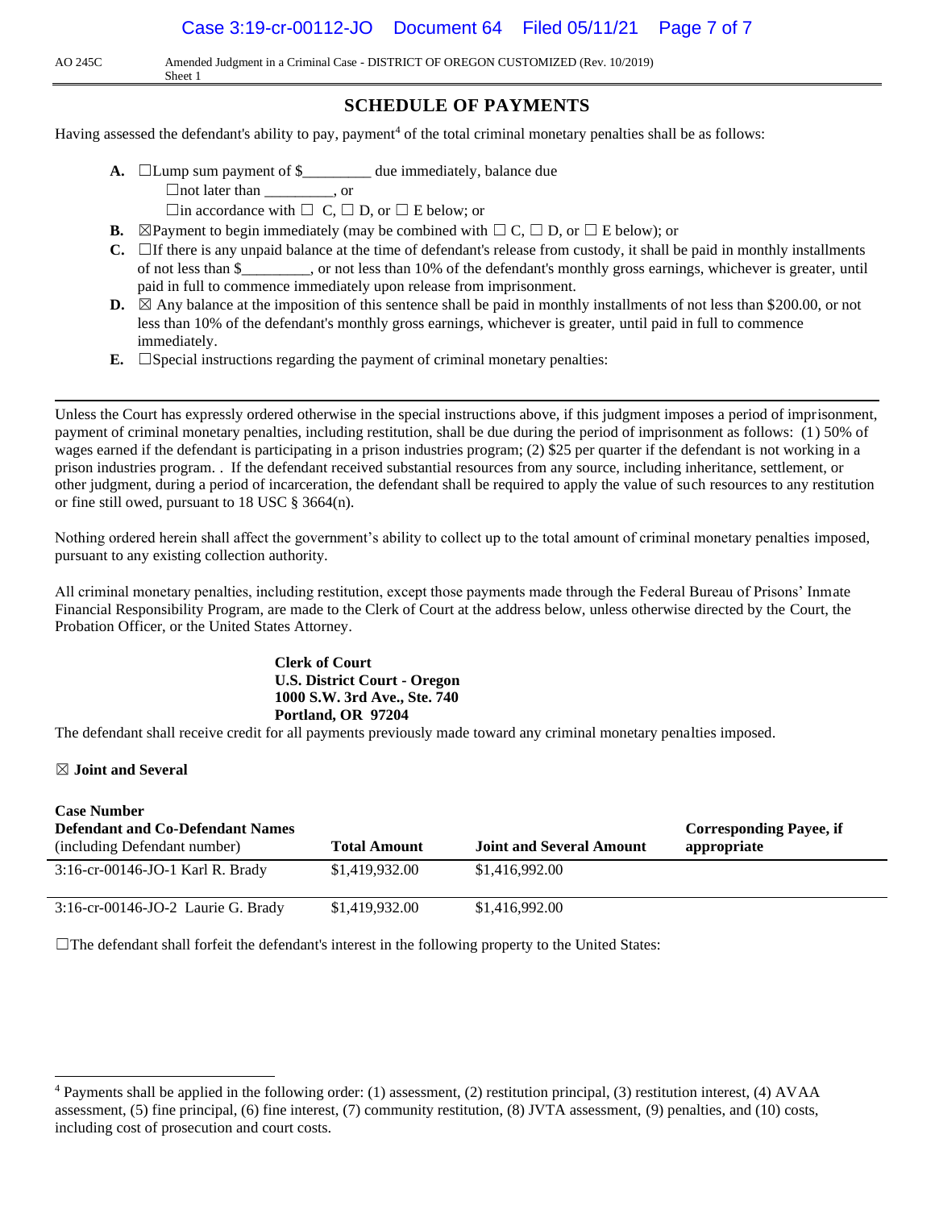AO 245C Amended Judgment in a Criminal Case - DISTRICT OF OREGON CUSTOMIZED (Rev. 10/2019)
Sheet 1

## SCHEDULE OF PAYMENTS

Having assessed the defendant's ability to pay, payment[4] of the total criminal monetary penalties shall be as follows:

**A.** ☐Lump sum payment of $_________ due immediately, balance due
☐not later than _________, or
☐in accordance with ☐ C, ☐ D, or ☐ E below; or

**B.** ☒Payment to begin immediately (may be combined with ☐ C, ☐ D, or ☐ E below); or

**C.** ☐If there is any unpaid balance at the time of defendant's release from custody, it shall be paid in monthly installments of not less than $_________, or not less than 10% of the defendant's monthly gross earnings, whichever is greater, until paid in full to commence immediately upon release from imprisonment.

**D.** ☒ Any balance at the imposition of this sentence shall be paid in monthly installments of not less than $200.00, or not less than 10% of the defendant's monthly gross earnings, whichever is greater, until paid in full to commence immediately.

**E.** ☐Special instructions regarding the payment of criminal monetary penalties:

---

Unless the Court has expressly ordered otherwise in the special instructions above, if this judgment imposes a period of imprisonment, payment of criminal monetary penalties, including restitution, shall be due during the period of imprisonment as follows: (1) 50% of wages earned if the defendant is participating in a prison industries program; (2) $25 per quarter if the defendant is not working in a prison industries program. . If the defendant received substantial resources from any source, including inheritance, settlement, or other judgment, during a period of incarceration, the defendant shall be required to apply the value of such resources to any restitution or fine still owed, pursuant to 18 USC § 3664(n).

Nothing ordered herein shall affect the government's ability to collect up to the total amount of criminal monetary penalties imposed, pursuant to any existing collection authority.

All criminal monetary penalties, including restitution, except those payments made through the Federal Bureau of Prisons' Inmate Financial Responsibility Program, are made to the Clerk of Court at the address below, unless otherwise directed by the Court, the Probation Officer, or the United States Attorney.

**Clerk of Court**
**U.S. District Court - Oregon**
**1000 S.W. 3rd Ave., Ste. 740**
**Portland, OR 97204**

The defendant shall receive credit for all payments previously made toward any criminal monetary penalties imposed.

☒ **Joint and Several**

| **Case Number** **Defendant and Co-Defendant Names** (including Defendant number) | **Total Amount** | **Joint and Several Amount** | **Corresponding Payee, if appropriate** |
|---|---|---|---|
| 3:16-cr-00146-JO-1 Karl R. Brady | $1,419,932.00 | $1,416,992.00 | |
| 3:16-cr-00146-JO-2 Laurie G. Brady | $1,419,932.00 | $1,416,992.00 | |

☐The defendant shall forfeit the defendant's interest in the following property to the United States:

---

[4] Payments shall be applied in the following order: (1) assessment, (2) restitution principal, (3) restitution interest, (4) AVAA assessment, (5) fine principal, (6) fine interest, (7) community restitution, (8) JVTA assessment, (9) penalties, and (10) costs, including cost of prosecution and court costs.